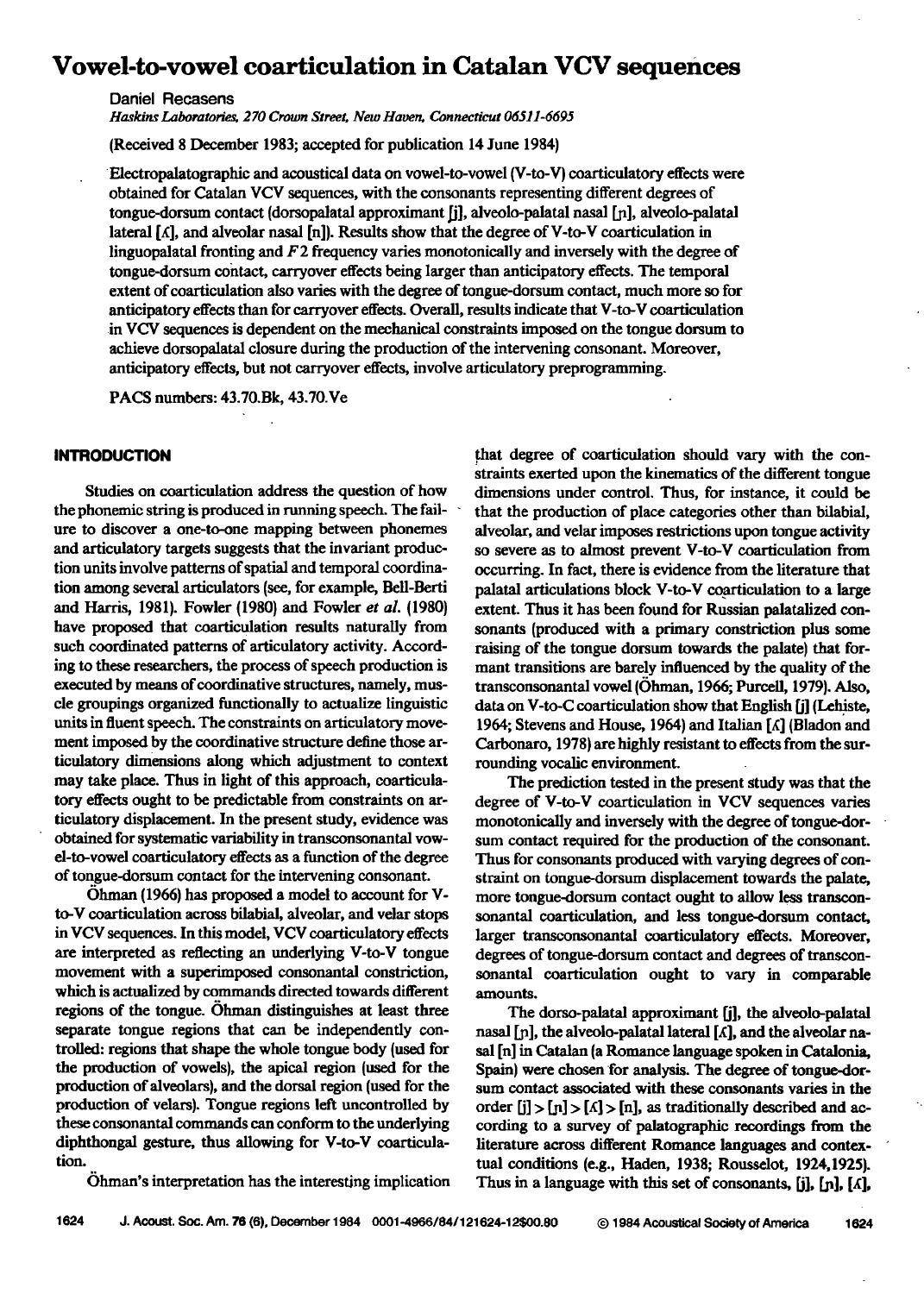# Vowel-to-vowel coarticulation in Catalan VCV sequences

Daniel Recasens

*Haskins Laboratories, 270 Crown Street, New Haven, Connecticut 06511-6695*

(Received 8 December 1983; accepted for publication 14 June 1984)

Electropalatographic and acoustical data on vowel-to-vowel (V-to-V) coarticulatory effects were obtained for Catalan VCV sequences, with the consonants representing different degrees of tongue-dorsum contact (dorsopalatal approximant [j], alveolo-palatal nasal [ɲ], alveolo-palatal lateral [ʎ], and alveolar nasal [n]). Results show that the degree of V-to-V coarticulation in linguopalatal fronting and $F2$ frequency varies monotonically and inversely with the degree of tongue-dorsum contact, carryover effects being larger than anticipatory effects. The temporal extent of coarticulation also varies with the degree of tongue-dorsum contact, much more so for anticipatory effects than for carryover effects. Overall, results indicate that V-to-V coarticulation in VCV sequences is dependent on the mechanical constraints imposed on the tongue dorsum to achieve dorsopalatal closure during the production of the intervening consonant. Moreover, anticipatory effects, but not carryover effects, involve articulatory preprogramming.

PACS numbers: 43.70.Bk, 43.70.Ve

## INTRODUCTION

Studies on coarticulation address the question of how the phonemic string is produced in running speech. The failure to discover a one-to-one mapping between phonemes and articulatory targets suggests that the invariant production units involve patterns of spatial and temporal coordination among several articulators (see, for example, Bell-Berti and Harris, 1981). Fowler (1980) and Fowler *et al.* (1980) have proposed that coarticulation results naturally from such coordinated patterns of articulatory activity. According to these researchers, the process of speech production is executed by means of coordinative structures, namely, muscle groupings organized functionally to actualize linguistic units in fluent speech. The constraints on articulatory movement imposed by the coordinative structure define those articulatory dimensions along which adjustment to context may take place. Thus in light of this approach, coarticulatory effects ought to be predictable from constraints on articulatory displacement. In the present study, evidence was obtained for systematic variability in transconsonantal vowel-to-vowel coarticulatory effects as a function of the degree of tongue-dorsum contact for the intervening consonant.

Öhman (1966) has proposed a model to account for V-to-V coarticulation across bilabial, alveolar, and velar stops in VCV sequences. In this model, VCV coarticulatory effects are interpreted as reflecting an underlying V-to-V tongue movement with a superimposed consonantal constriction, which is actualized by commands directed towards different regions of the tongue. Öhman distinguishes at least three separate tongue regions that can be independently controlled: regions that shape the whole tongue body (used for the production of vowels), the apical region (used for the production of alveolars), and the dorsal region (used for the production of velars). Tongue regions left uncontrolled by these consonantal commands can conform to the underlying diphthongal gesture, thus allowing for V-to-V coarticulation.

Öhman's interpretation has the interesting implication that degree of coarticulation should vary with the constraints exerted upon the kinematics of the different tongue dimensions under control. Thus, for instance, it could be that the production of place categories other than bilabial, alveolar, and velar imposes restrictions upon tongue activity so severe as to almost prevent V-to-V coarticulation from occurring. In fact, there is evidence from the literature that palatal articulations block V-to-V coarticulation to a large extent. Thus it has been found for Russian palatalized consonants (produced with a primary constriction plus some raising of the tongue dorsum towards the palate) that formant transitions are barely influenced by the quality of the transconsonantal vowel (Öhman, 1966; Purcell, 1979). Also, data on V-to-C coarticulation show that English [j] (Lehiste, 1964; Stevens and House, 1964) and Italian [ʎ] (Bladon and Carbonaro, 1978) are highly resistant to effects from the surrounding vocalic environment.

The prediction tested in the present study was that the degree of V-to-V coarticulation in VCV sequences varies monotonically and inversely with the degree of tongue-dorsum contact required for the production of the consonant. Thus for consonants produced with varying degrees of constraint on tongue-dorsum displacement towards the palate, more tongue-dorsum contact ought to allow less transconsonantal coarticulation, and less tongue-dorsum contact, larger transconsonantal coarticulatory effects. Moreover, degrees of tongue-dorsum contact and degrees of transconsonantal coarticulation ought to vary in comparable amounts.

The dorso-palatal approximant [j], the alveolo-palatal nasal [ɲ], the alveolo-palatal lateral [ʎ], and the alveolar nasal [n] in Catalan (a Romance language spoken in Catalonia, Spain) were chosen for analysis. The degree of tongue-dorsum contact associated with these consonants varies in the order [j] > [ɲ] > [ʎ] > [n], as traditionally described and according to a survey of palatographic recordings from the literature across different Romance languages and contextual conditions (e.g., Haden, 1938; Rousselot, 1924,1925). Thus in a language with this set of consonants, [j], [ɲ], [ʎ],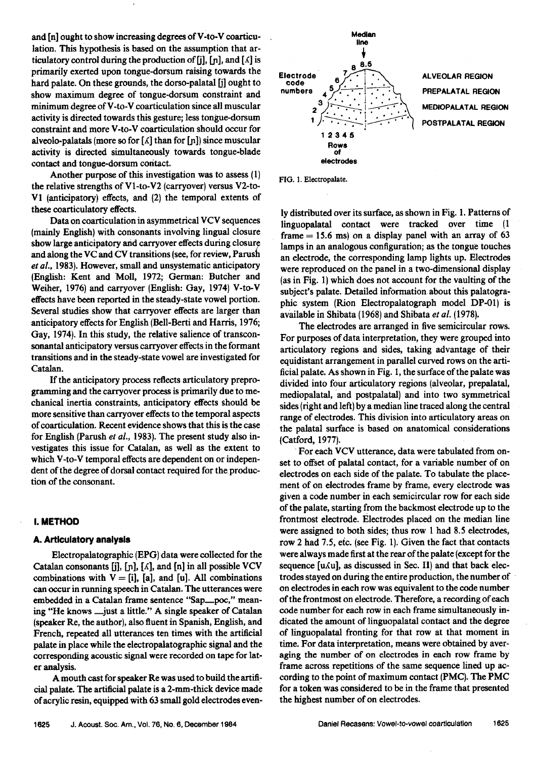and [n] ought to show increasing degrees of V-to-V coarticulation. This hypothesis is based on the assumption that articulatory control during the production of [j], [ɲ], and [ʎ] is primarily exerted upon tongue-dorsum raising towards the hard palate. On these grounds, the dorso-palatal [j] ought to show maximum degree of tongue-dorsum constraint and minimum degree of V-to-V coarticulation since all muscular activity is directed towards this gesture; less tongue-dorsum constraint and more V-to-V coarticulation should occur for alveolo-palatals (more so for [ʎ] than for [ɲ]) since muscular activity is directed simultaneously towards tongue-blade contact and tongue-dorsum contact.

Another purpose of this investigation was to assess (1) the relative strengths of V1-to-V2 (carryover) versus V2-to-V1 (anticipatory) effects, and (2) the temporal extents of these coarticulatory effects.

Data on coarticulation in asymmetrical VCV sequences (mainly English) with consonants involving lingual closure show large anticipatory and carryover effects during closure and along the VC and CV transitions (see, for review, Parush *et al.*, 1983). However, small and unsystematic anticipatory (English: Kent and Moll, 1972; German: Butcher and Weiher, 1976) and carryover (English: Gay, 1974) V-to-V effects have been reported in the steady-state vowel portion. Several studies show that carryover effects are larger than anticipatory effects for English (Bell-Berti and Harris, 1976; Gay, 1974). In this study, the relative salience of transconsonantal anticipatory versus carryover effects in the formant transitions and in the steady-state vowel are investigated for Catalan.

If the anticipatory process reflects articulatory preprogramming and the carryover process is primarily due to mechanical inertia constraints, anticipatory effects should be more sensitive than carryover effects to the temporal aspects of coarticulation. Recent evidence shows that this is the case for English (Parush *et al.*, 1983). The present study also investigates this issue for Catalan, as well as the extent to which V-to-V temporal effects are dependent on or independent of the degree of dorsal contact required for the production of the consonant.

## I. METHOD

### A. Articulatory analysis

Electropalatographic (EPG) data were collected for the Catalan consonants [j], [ɲ], [ʎ], and [n] in all possible VCV combinations with V = [i], [a], and [u]. All combinations can occur in running speech in Catalan. The utterances were embedded in a Catalan frame sentence "Sap__poc," meaning "He knows __just a little." A single speaker of Catalan (speaker Re, the author), also fluent in Spanish, English, and French, repeated all utterances ten times with the artificial palate in place while the electropalatographic signal and the corresponding acoustic signal were recorded on tape for later analysis.

A mouth cast for speaker Re was used to build the artificial palate. The artificial palate is a 2-mm-thick device made of acrylic resin, equipped with 63 small gold electrodes evenly distributed over its surface, as shown in Fig. 1. Patterns of linguopalatal contact were tracked over time (1 frame = 15.6 ms) on a display panel with an array of 63 lamps in an analogous configuration; as the tongue touches an electrode, the corresponding lamp lights up. Electrodes were reproduced on the panel in a two-dimensional display (as in Fig. 1) which does not account for the vaulting of the subject's palate. Detailed information about this palatographic system (Rion Electropalatograph model DP-01) is available in Shibata (1968) and Shibata *et al.* (1978).

FIG. 1. Electropalate.

The electrodes are arranged in five semicircular rows. For purposes of data interpretation, they were grouped into articulatory regions and sides, taking advantage of their equidistant arrangement in parallel curved rows on the artificial palate. As shown in Fig. 1, the surface of the palate was divided into four articulatory regions (alveolar, prepalatal, mediopalatal, and postpalatal) and into two symmetrical sides (right and left) by a median line traced along the central range of electrodes. This division into articulatory areas on the palatal surface is based on anatomical considerations (Catford, 1977).

For each VCV utterance, data were tabulated from onset to offset of palatal contact, for a variable number of on electrodes on each side of the palate. To tabulate the placement of on electrodes frame by frame, every electrode was given a code number in each semicircular row for each side of the palate, starting from the backmost electrode up to the frontmost electrode. Electrodes placed on the median line were assigned to both sides; thus row 1 had 8.5 electrodes, row 2 had 7.5, etc. (see Fig. 1). Given the fact that contacts were always made first at the rear of the palate (except for the sequence [uʎu], as discussed in Sec. II) and that back electrodes stayed on during the entire production, the number of on electrodes in each row was equivalent to the code number of the frontmost on electrode. Therefore, a recording of each code number for each row in each frame simultaneously indicated the amount of linguopalatal contact and the degree of linguopalatal fronting for that row at that moment in time. For data interpretation, means were obtained by averaging the number of on electrodes in each row frame by frame across repetitions of the same sequence lined up according to the point of maximum contact (PMC). The PMC for a token was considered to be in the frame that presented the highest number of on electrodes.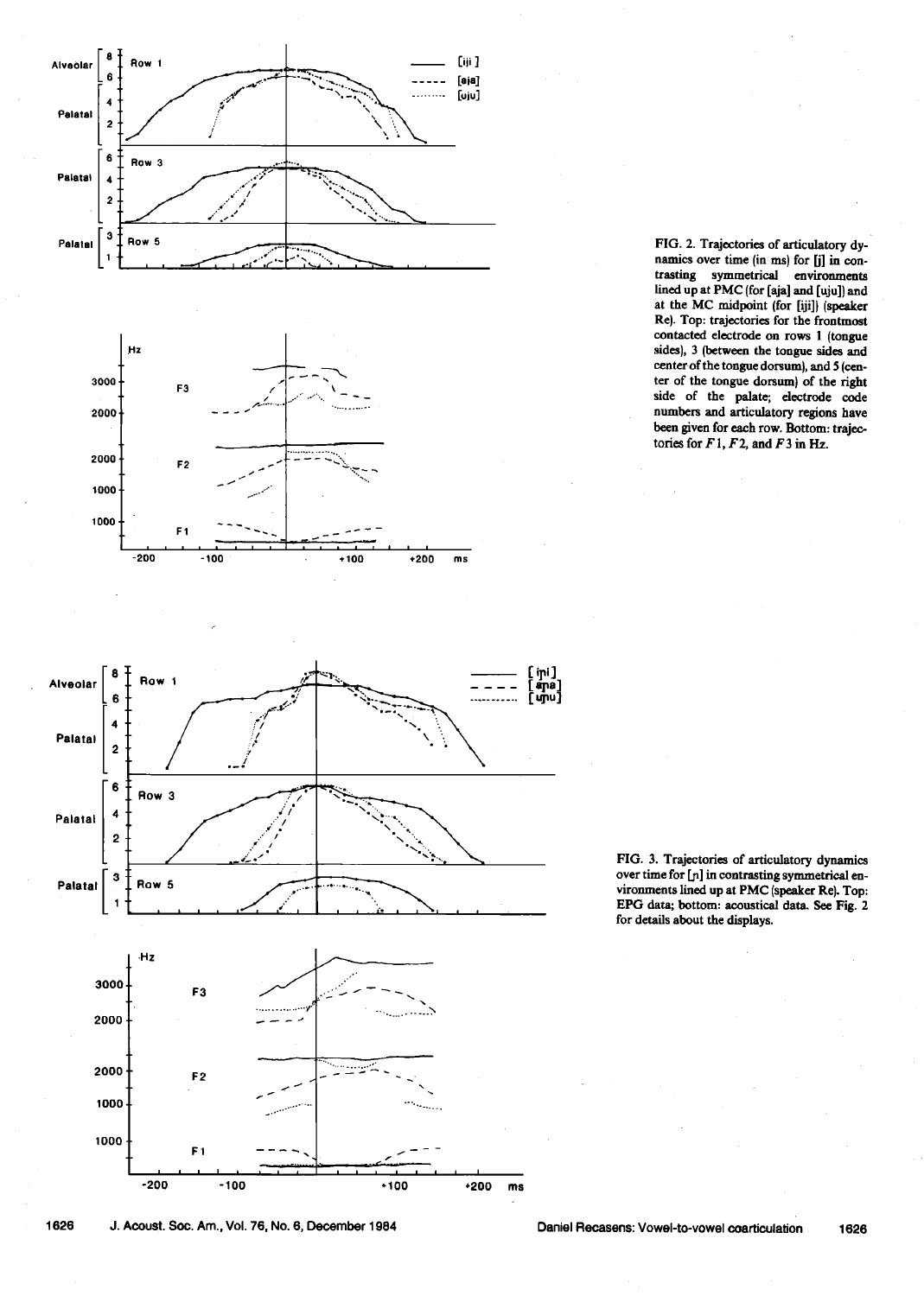FIG. 2. Trajectories of articulatory dynamics over time (in ms) for [j] in contrasting symmetrical environments lined up at PMC (for [aja] and [uju]) and at the MC midpoint (for [iji]) (speaker Re). Top: trajectories for the frontmost contacted electrode on rows 1 (tongue sides), 3 (between the tongue sides and center of the tongue dorsum), and 5 (center of the tongue dorsum) of the right side of the palate; electrode code numbers and articulatory regions have been given for each row. Bottom: trajectories for $F1$, $F2$, and $F3$ in Hz.

FIG. 3. Trajectories of articulatory dynamics over time for [ɲ] in contrasting symmetrical environments lined up at PMC (speaker Re). Top: EPG data; bottom: acoustical data. See Fig. 2 for details about the displays.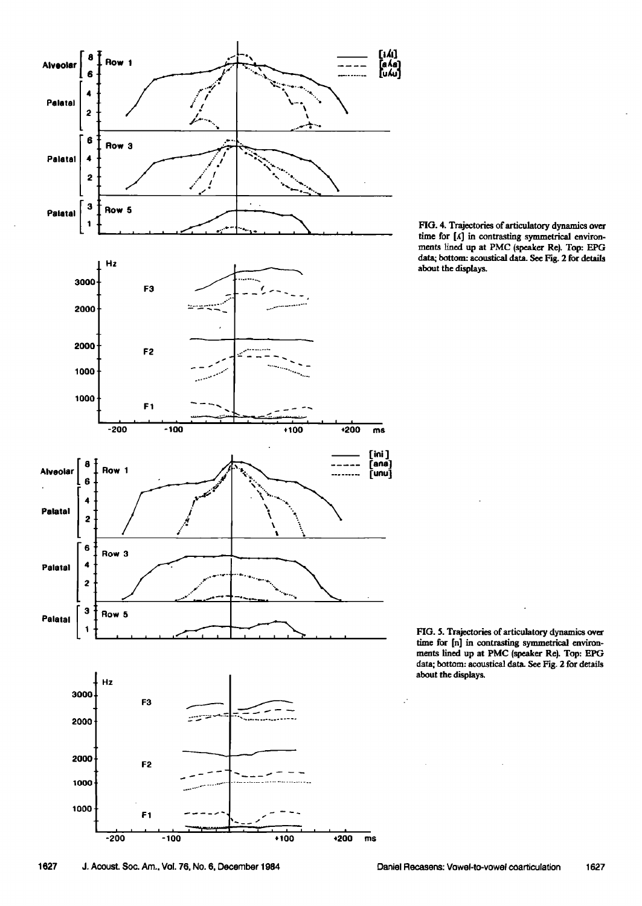FIG. 4. Trajectories of articulatory dynamics over time for [ʎ] in contrasting symmetrical environments lined up at PMC (speaker Re). Top: EPG data; bottom: acoustical data. See Fig. 2 for details about the displays.

FIG. 5. Trajectories of articulatory dynamics over time for [ɲ] in contrasting symmetrical environments lined up at PMC (speaker Re). Top: EPG data; bottom: acoustical data. See Fig. 2 for details about the displays.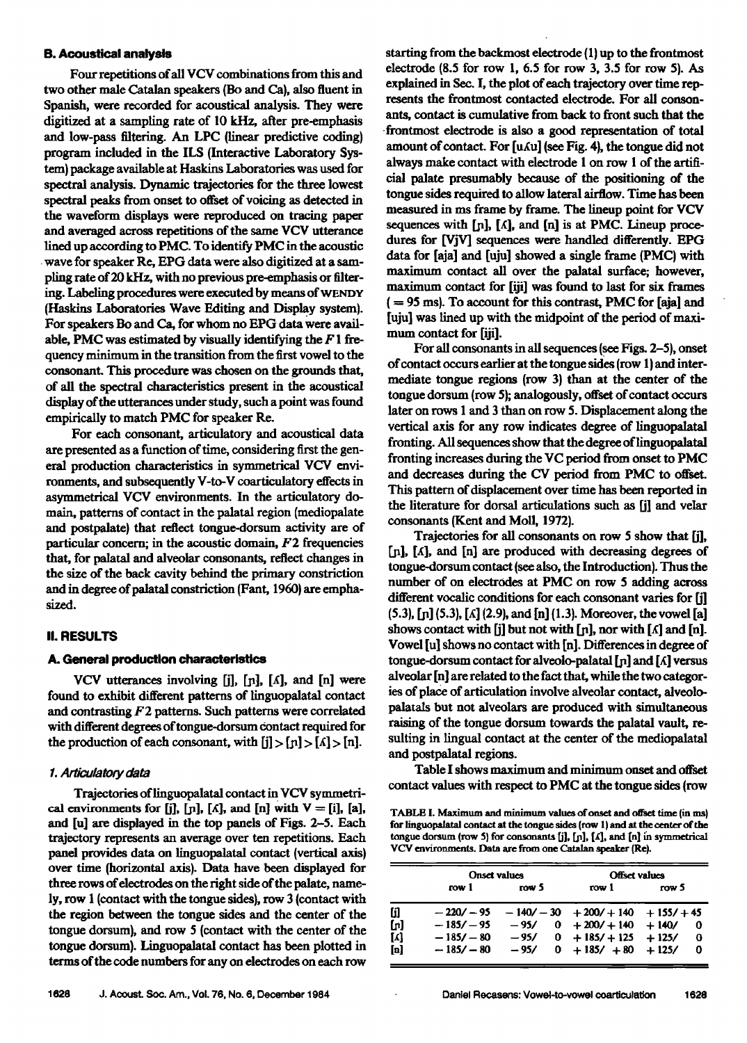### B. Acoustical analysis

Four repetitions of all VCV combinations from this and two other male Catalan speakers (Bo and Ca), also fluent in Spanish, were recorded for acoustical analysis. They were digitized at a sampling rate of 10 kHz, after pre-emphasis and low-pass filtering. An LPC (linear predictive coding) program included in the ILS (Interactive Laboratory System) package available at Haskins Laboratories was used for spectral analysis. Dynamic trajectories for the three lowest spectral peaks from onset to offset of voicing as detected in the waveform displays were reproduced on tracing paper and averaged across repetitions of the same VCV utterance lined up according to PMC. To identify PMC in the acoustic wave for speaker Re, EPG data were also digitized at a sampling rate of 20 kHz, with no previous pre-emphasis or filtering. Labeling procedures were executed by means of WENDY (Haskins Laboratories Wave Editing and Display system). For speakers Bo and Ca, for whom no EPG data were available, PMC was estimated by visually identifying the $F1$ frequency minimum in the transition from the first vowel to the consonant. This procedure was chosen on the grounds that, of all the spectral characteristics present in the acoustical display of the utterances under study, such a point was found empirically to match PMC for speaker Re.

For each consonant, articulatory and acoustical data are presented as a function of time, considering first the general production characteristics in symmetrical VCV environments, and subsequently V-to-V coarticulatory effects in asymmetrical VCV environments. In the articulatory domain, patterns of contact in the palatal region (mediopalate and postpalate) that reflect tongue-dorsum activity are of particular concern; in the acoustic domain, $F2$ frequencies that, for palatal and alveolar consonants, reflect changes in the size of the back cavity behind the primary constriction and in degree of palatal constriction (Fant, 1960) are emphasized.

## II. RESULTS

### A. General production characteristics

VCV utterances involving [j], [ɲ], [ʎ], and [n] were found to exhibit different patterns of linguopalatal contact and contrasting $F2$ patterns. Such patterns were correlated with different degrees of tongue-dorsum contact required for the production of each consonant, with [j] > [ɲ] > [ʎ] > [n].

#### 1. Articulatory data

Trajectories of linguopalatal contact in VCV symmetrical environments for [j], [ɲ], [ʎ], and [n] with V = [i], [a], and [u] are displayed in the top panels of Figs. 2–5. Each trajectory represents an average over ten repetitions. Each panel provides data on linguopalatal contact (vertical axis) over time (horizontal axis). Data have been displayed for three rows of electrodes on the right side of the palate, namely, row 1 (contact with the tongue sides), row 3 (contact with the region between the tongue sides and the center of the tongue dorsum), and row 5 (contact with the center of the tongue dorsum). Linguopalatal contact has been plotted in terms of the code numbers for any on electrodes on each row starting from the backmost electrode (1) up to the frontmost electrode (8.5 for row 1, 6.5 for row 3, 3.5 for row 5). As explained in Sec. I, the plot of each trajectory over time represents the frontmost contacted electrode. For all consonants, contact is cumulative from back to front such that the frontmost electrode is also a good representation of total amount of contact. For [uʎu] (see Fig. 4), the tongue did not always make contact with electrode 1 on row 1 of the artificial palate presumably because of the positioning of the tongue sides required to allow lateral airflow. Time has been measured in ms frame by frame. The lineup point for VCV sequences with [ɲ], [ʎ], and [n] is at PMC. Lineup procedures for [VjV] sequences were handled differently. EPG data for [aja] and [uju] showed a single frame (PMC) with maximum contact all over the palatal surface; however, maximum contact for [iji] was found to last for six frames (= 95 ms). To account for this contrast, PMC for [aja] and [uju] was lined up with the midpoint of the period of maximum contact for [iji].

For all consonants in all sequences (see Figs. 2–5), onset of contact occurs earlier at the tongue sides (row 1) and intermediate tongue regions (row 3) than at the center of the tongue dorsum (row 5); analogously, offset of contact occurs later on rows 1 and 3 than on row 5. Displacement along the vertical axis for any row indicates degree of linguopalatal fronting. All sequences show that the degree of linguopalatal fronting increases during the VC period from onset to PMC and decreases during the CV period from PMC to offset. This pattern of displacement over time has been reported in the literature for dorsal articulations such as [j] and velar consonants (Kent and Moll, 1972).

Trajectories for all consonants on row 5 show that [j], [ɲ], [ʎ], and [n] are produced with decreasing degrees of tongue-dorsum contact (see also, the Introduction). Thus the number of on electrodes at PMC on row 5 adding across different vocalic conditions for each consonant varies for [j] (5.3), [ɲ] (5.3), [ʎ] (2.9), and [n] (1.3). Moreover, the vowel [a] shows contact with [j] but not with [ɲ], nor with [ʎ] and [n]. Vowel [u] shows no contact with [n]. Differences in degree of tongue-dorsum contact for alveolo-palatal [ɲ] and [ʎ] versus alveolar [n] are related to the fact that, while the two categories of place of articulation involve alveolar contact, alveolopalatals but not alveolars are produced with simultaneous raising of the tongue dorsum towards the palatal vault, resulting in lingual contact at the center of the mediopalatal and postpalatal regions.

Table I shows maximum and minimum onset and offset contact values with respect to PMC at the tongue sides (row

TABLE I. Maximum and minimum values of onset and offset time (in ms) for linguopalatal contact at the tongue sides (row 1) and at the center of the tongue dorsum (row 5) for consonants [j], [ɲ], [ʎ], and [n] in symmetrical VCV environments. Data are from one Catalan speaker (Re).

| | Onset values | | Offset values | |
|---|---|---|---|---|
| | row 1 | row 5 | row 1 | row 5 |
| [j] | − 220/ − 95 | − 140/ − 30 | + 200/ + 140 | + 155/ + 45 |
| [ɲ] | − 185/ − 95 | − 95/ 0 | + 200/ + 140 | + 140/ 0 |
| [ʎ] | − 185/ − 80 | − 95/ 0 | + 185/ + 125 | + 125/ 0 |
| [n] | − 185/ − 80 | − 95/ 0 | + 185/ + 80 | + 125/ 0 |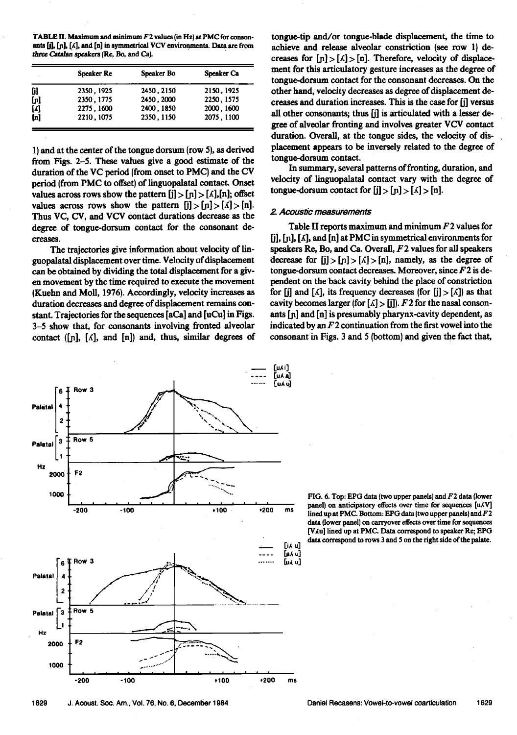TABLE II. Maximum and minimum $F2$ values (in Hz) at PMC for consonants [j], [ɲ], [ʎ], and [n] in symmetrical VCV environments. Data are from *three Catalan speakers* (Re, Bo, and Ca).

| | Speaker Re | Speaker Bo | Speaker Ca |
|---|---|---|---|
| [j] | 2350, 1925 | 2450, 2150 | 2150, 1925 |
| [ɲ] | 2350, 1775 | 2450, 2000 | 2250, 1575 |
| [ʎ] | 2275, 1600 | 2400, 1850 | 2000, 1600 |
| [n] | 2210, 1075 | 2350, 1150 | 2075, 1100 |

1) and at the center of the tongue dorsum (row 5), as derived from Figs. 2–5. These values give a good estimate of the duration of the VC period (from onset to PMC) and the CV period (from PMC to offset) of linguopalatal contact. Onset values across rows show the pattern [j] > [ɲ] > [ʎ],[n]; offset values across rows show the pattern [j] > [ɲ] > [ʎ] > [n]. Thus VC, CV, and VCV contact durations decrease as the degree of tongue-dorsum contact for the consonant decreases.

The trajectories give information about velocity of linguopalatal displacement over time. Velocity of displacement can be obtained by dividing the total displacement for a given movement by the time required to execute the movement (Kuehn and Moll, 1976). Accordingly, velocity increases as duration decreases and degree of displacement remains constant. Trajectories for the sequences [aCa] and [uCu] in Figs. 3–5 show that, for consonants involving fronted alveolar contact ([ɲ], [ʎ], and [n]) and, thus, similar degrees of tongue-tip and/or tongue-blade displacement, the time to achieve and release alveolar constriction (see row 1) decreases for [ɲ] > [ʎ] > [n]. Therefore, velocity of displacement for this articulatory gesture increases as the degree of tongue-dorsum contact for the consonant decreases. On the other hand, velocity decreases as degree of displacement decreases and duration increases. This is the case for [j] versus all other consonants; thus [j] is articulated with a lesser degree of alveolar fronting and involves greater VCV contact duration. Overall, at the tongue sides, the velocity of displacement appears to be inversely related to the degree of tongue-dorsum contact.

In summary, several patterns of fronting, duration, and velocity of linguopalatal contact vary with the degree of tongue-dorsum contact for [j] > [ɲ] > [ʎ] > [n].

### 2. Acoustic measurements

Table II reports maximum and minimum $F2$ values for [j], [ɲ], [ʎ], and [n] at PMC in symmetrical environments for speakers Re, Bo, and Ca. Overall, $F2$ values for all speakers decrease for [j] > [ɲ] > [ʎ] > [n], namely, as the degree of tongue-dorsum contact decreases. Moreover, since $F2$ is dependent on the back cavity behind the place of constriction for [j] and [ʎ], its frequency decreases (for [j] > [ʎ]) as that cavity becomes larger (for [ʎ] > [j]). $F2$ for the nasal consonants [ɲ] and [n] is presumably pharynx-cavity dependent, as indicated by an $F2$ continuation from the first vowel into the consonant in Figs. 3 and 5 (bottom) and given the fact that,

FIG. 6. Top: EPG data (two upper panels) and $F2$ data (lower panel) on anticipatory effects over time for sequences [uʎV] lined up at PMC. Bottom: EPG data (two upper panels) and $F2$ data (lower panel) on carryover effects over time for sequences [Vʎu] lined up at PMC. Data correspond to speaker Re; EPG data correspond to rows 3 and 5 on the right side of the palate.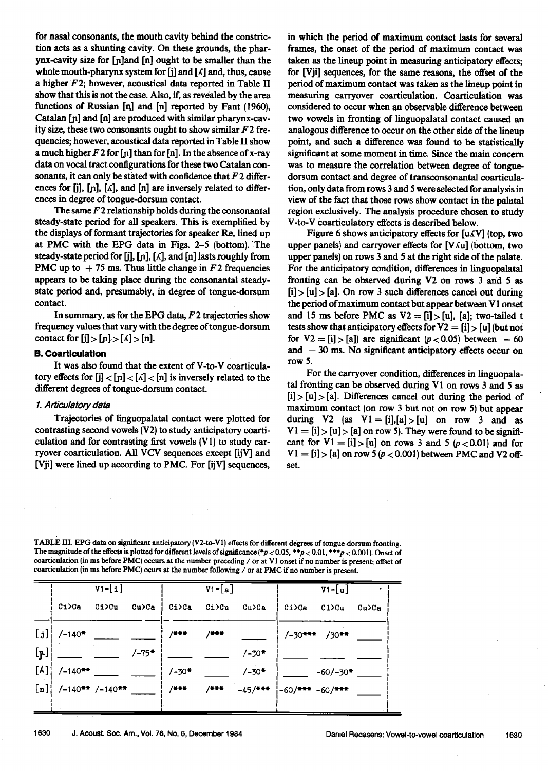for nasal consonants, the mouth cavity behind the constriction acts as a shunting cavity. On these grounds, the pharynx-cavity size for [ɲ]and [n] ought to be smaller than the whole mouth-pharynx system for [j] and [ʎ] and, thus, cause a higher $F2$; however, acoustical data reported in Table II show that this is not the case. Also, if, as revealed by the area functions of Russian [ɲ] and [n] reported by Fant (1960), Catalan [ɲ] and [n] are produced with similar pharynx-cavity size, these two consonants ought to show similar $F2$ frequencies; however, acoustical data reported in Table II show a much higher $F2$ for [ɲ] than for [n]. In the absence of x-ray data on vocal tract configurations for these two Catalan consonants, it can only be stated with confidence that $F2$ differences for [j], [ɲ], [ʎ], and [n] are inversely related to differences in degree of tongue-dorsum contact.

The same $F2$ relationship holds during the consonantal steady-state period for all speakers. This is exemplified by the displays of formant trajectories for speaker Re, lined up at PMC with the EPG data in Figs. 2–5 (bottom). The steady-state period for [j], [ɲ], [ʎ], and [n] lasts roughly from PMC up to + 75 ms. Thus little change in $F2$ frequencies appears to be taking place during the consonantal steady-state period and, presumably, in degree of tongue-dorsum contact.

In summary, as for the EPG data, $F2$ trajectories show frequency values that vary with the degree of tongue-dorsum contact for [j] > [ɲ] > [ʎ] > [n].

### B. Coarticulation

It was also found that the extent of V-to-V coarticulatory effects for [j] < [ɲ] < [ʎ] < [n] is inversely related to the different degrees of tongue-dorsum contact.

#### 1. Articulatory data

Trajectories of linguopalatal contact were plotted for contrasting second vowels (V2) to study anticipatory coarticulation and for contrasting first vowels (V1) to study carryover coarticulation. All VCV sequences except [ijV] and [Vji] were lined up according to PMC. For [ijV] sequences, in which the period of maximum contact lasts for several frames, the onset of the period of maximum contact was taken as the lineup point in measuring anticipatory effects; for [Vji] sequences, for the same reasons, the offset of the period of maximum contact was taken as the lineup point in measuring carryover coarticulation. Coarticulation was considered to occur when an observable difference between two vowels in fronting of linguopalatal contact caused an analogous difference to occur on the other side of the lineup point, and such a difference was found to be statistically significant at some moment in time. Since the main concern was to measure the correlation between degree of tongue-dorsum contact and degree of transconsonantal coarticulation, only data from rows 3 and 5 were selected for analysis in view of the fact that those rows show contact in the palatal region exclusively. The analysis procedure chosen to study V-to-V coarticulatory effects is described below.

Figure 6 shows anticipatory effects for [uʎV] (top, two upper panels) and carryover effects for [Vʎu] (bottom, two upper panels) on rows 3 and 5 at the right side of the palate. For the anticipatory condition, differences in linguopalatal fronting can be observed during V2 on rows 3 and 5 as [i] > [u] > [a]. On row 3 such differences cancel out during the period of maximum contact but appear between V1 onset and 15 ms before PMC as V2 = [i] > [u], [a]; two-tailed t tests show that anticipatory effects for V2 = [i] > [u] (but not for V2 = [i] > [a]) are significant ($p < 0.05$) between − 60 and − 30 ms. No significant anticipatory effects occur on row 5.

For the carryover condition, differences in linguopalatal fronting can be observed during V1 on rows 3 and 5 as [i] > [u] > [a]. Differences cancel out during the period of maximum contact (on row 3 but not on row 5) but appear during V2 (as V1 = [i],[a] > [u] on row 3 and as V1 = [i] > [u] > [a] on row 5). They were found to be significant for V1 = [i] > [u] on rows 3 and 5 ($p < 0.01$) and for V1 = [i] > [a] on row 5 ($p < 0.001$) between PMC and V2 offset.

TABLE III. EPG data on significant anticipatory (V2-to-V1) effects for different degrees of tongue-dorsum fronting. The magnitude of the effects is plotted for different levels of significance (*$p < 0.05$, **$p < 0.01$, ***$p < 0.001$). Onset of coarticulation (in ms before PMC) occurs at the number preceding / or at V1 onset if no number is present; offset of coarticulation (in ms before PMC) ocurs at the number following / or at PMC if no number is present.

| | V1=[i] | | | V1=[a] | | | V1=[u] | | |
|---|---|---|---|---|---|---|---|---|---|
| | Ci>Ca | Ci>Cu | Cu>Ca | Ci>Ca | Ci>Cu | Cu>Ca | Ci>Ca | Ci>Cu | Cu>Ca |
| [j] | /-140* | ____ | ____ | /*** | /*** | ____ | /-30*** | /30** | ____ |
| [ɲ] | ____ | ____ | /-75* | ____ | ____ | /-30* | ____ | ____ | ____ |
| [ʎ] | /-140** | ____ | ____ | /-30* | ____ | /-30* | ____ | -60/-30* | ____ |
| [n] | /-140** | /-140** | ____ | /*** | /*** | -45/*** | -60/*** | -60/*** | ____ |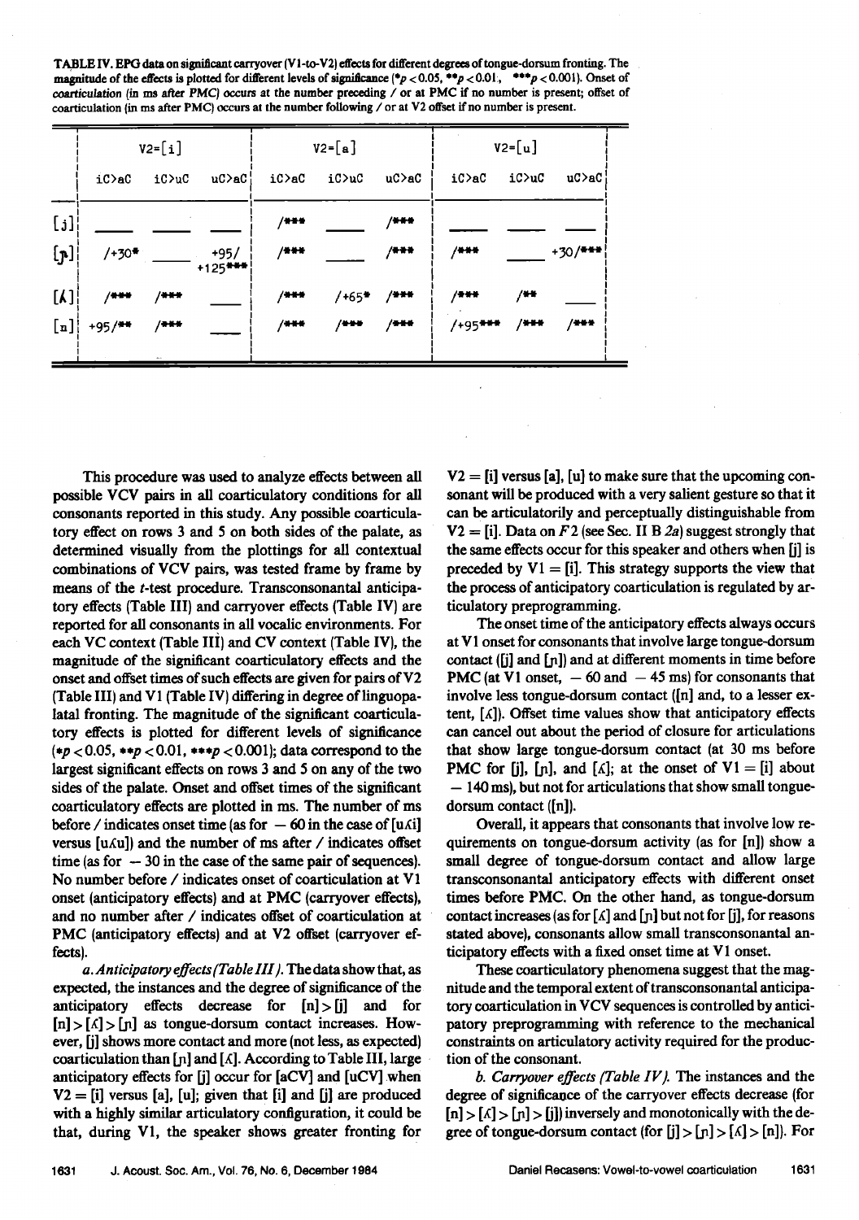TABLE IV. EPG data on significant carryover (V1-to-V2) effects for different degrees of tongue-dorsum fronting. The magnitude of the effects is plotted for different levels of significance (* $p < 0.05$, ** $p < 0.01$, *** $p < 0.001$). Onset of coarticulation (in ms after PMC) occurs at the number preceding / or at PMC if no number is present; offset of coarticulation (in ms after PMC) occurs at the number following / or at V2 offset if no number is present.

| | V2=[i] | | | V2=[a] | | | V2=[u] | | |
|---|---|---|---|---|---|---|---|---|---|
| | iC>aC | iC>uC | uC>aC | iC>aC | iC>uC | uC>aC | iC>aC | iC>uC | uC>aC |
| [j] | ___ | ___ | ___ | /*** | ___ | /*** | ___ | ___ | ___ |
| [ɲ] | /+30* | ___ | +95/ +125*** | /*** | ___ | /*** | /*** | ___ | +30/*** |
| [ʎ] | /*** | /*** | ___ | /*** | /+65* | /*** | /*** | /** | ___ |
| [n] | +95/** | /*** | ___ | /*** | /*** | /*** | /+95*** | /*** | /*** |

This procedure was used to analyze effects between all possible VCV pairs in all coarticulatory conditions for all consonants reported in this study. Any possible coarticulatory effect on rows 3 and 5 on both sides of the palate, as determined visually from the plottings for all contextual combinations of VCV pairs, was tested frame by frame by means of the $t$-test procedure. Transconsonantal anticipatory effects (Table III) and carryover effects (Table IV) are reported for all consonants in all vocalic environments. For each VC context (Table III) and CV context (Table IV), the magnitude of the significant coarticulatory effects and the onset and offset times of such effects are given for pairs of V2 (Table III) and V1 (Table IV) differing in degree of linguopalatal fronting. The magnitude of the significant coarticulatory effects is plotted for different levels of significance (* $p < 0.05$, ** $p < 0.01$, *** $p < 0.001$); data correspond to the largest significant effects on rows 3 and 5 on any of the two sides of the palate. Onset and offset times of the significant coarticulatory effects are plotted in ms. The number of ms before / indicates onset time (as for $-60$ in the case of [uʎi] versus [uʎu]) and the number of ms after / indicates offset time (as for $-30$ in the case of the same pair of sequences). No number before / indicates onset of coarticulation at V1 onset (anticipatory effects) and at PMC (carryover effects), and no number after / indicates offset of coarticulation at PMC (anticipatory effects) and at V2 offset (carryover effects).

*a. Anticipatory effects (Table III).* The data show that, as expected, the instances and the degree of significance of the anticipatory effects decrease for [n] > [j] and for [n] > [ʎ] > [ɲ] as tongue-dorsum contact increases. However, [j] shows more contact and more (not less, as expected) coarticulation than [ɲ] and [ʎ]. According to Table III, large anticipatory effects for [j] occur for [aCV] and [uCV] when V2 = [i] versus [a], [u]; given that [i] and [j] are produced with a highly similar articulatory configuration, it could be that, during V1, the speaker shows greater fronting for V2 = [i] versus [a], [u] to make sure that the upcoming consonant will be produced with a very salient gesture so that it can be articulatorily and perceptually distinguishable from V2 = [i]. Data on $F2$ (see Sec. II B 2a) suggest strongly that the same effects occur for this speaker and others when [j] is preceded by V1 = [i]. This strategy supports the view that the process of anticipatory coarticulation is regulated by articulatory preprogramming.

The onset time of the anticipatory effects always occurs at V1 onset for consonants that involve large tongue-dorsum contact ([j] and [ɲ]) and at different moments in time before PMC (at V1 onset, $-60$ and $-45$ ms) for consonants that involve less tongue-dorsum contact ([n] and, to a lesser extent, [ʎ]). Offset time values show that anticipatory effects can cancel out about the period of closure for articulations that show large tongue-dorsum contact (at 30 ms before PMC for [j], [ɲ], and [ʎ]; at the onset of V1 = [i] about $-140$ ms), but not for articulations that show small tongue-dorsum contact ([n]).

Overall, it appears that consonants that involve low requirements on tongue-dorsum activity (as for [n]) show a small degree of tongue-dorsum contact and allow large transconsonantal anticipatory effects with different onset times before PMC. On the other hand, as tongue-dorsum contact increases (as for [ʎ] and [ɲ] but not for [j], for reasons stated above), consonants allow small transconsonantal anticipatory effects with a fixed onset time at V1 onset.

These coarticulatory phenomena suggest that the magnitude and the temporal extent of transconsonantal anticipatory coarticulation in VCV sequences is controlled by anticipatory preprogramming with reference to the mechanical constraints on articulatory activity required for the production of the consonant.

*b. Carryover effects (Table IV).* The instances and the degree of significance of the carryover effects decrease (for [n] > [ʎ] > [ɲ] > [j]) inversely and monotonically with the degree of tongue-dorsum contact (for [j] > [ɲ] > [ʎ] > [n]). For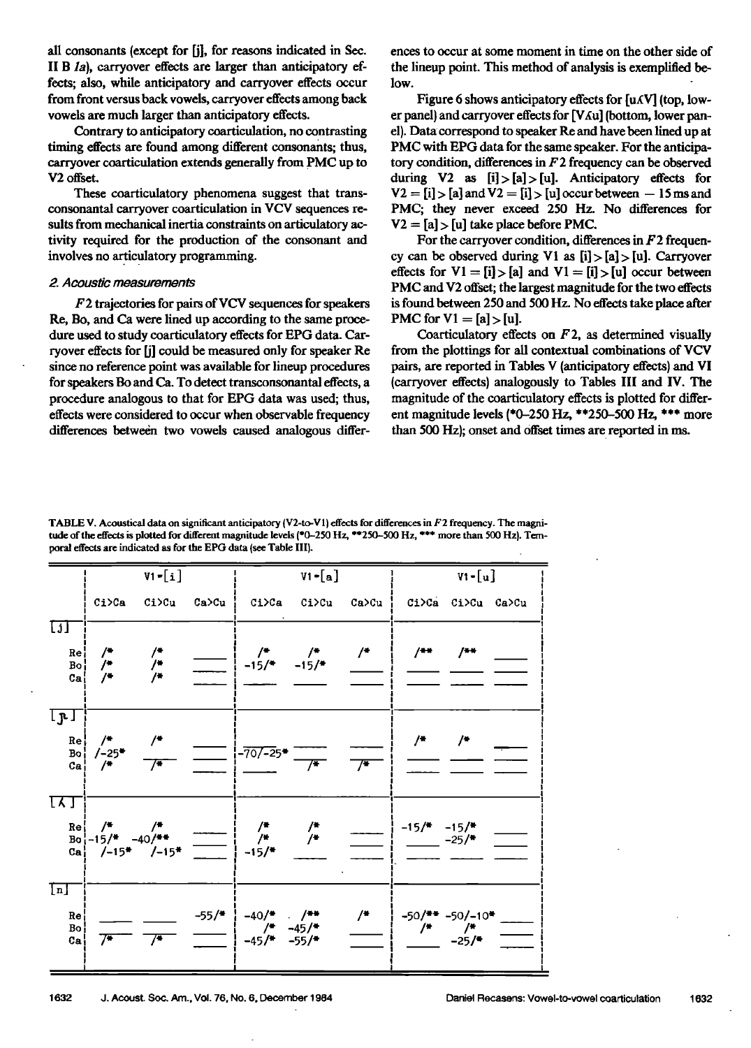all consonants (except for [j], for reasons indicated in Sec. II B *1a*), carryover effects are larger than anticipatory effects; also, while anticipatory and carryover effects occur from front versus back vowels, carryover effects among back vowels are much larger than anticipatory effects.

Contrary to anticipatory coarticulation, no contrasting timing effects are found among different consonants; thus, carryover coarticulation extends generally from PMC up to V2 offset.

These coarticulatory phenomena suggest that transconsonantal carryover coarticulation in VCV sequences results from mechanical inertia constraints on articulatory activity required for the production of the consonant and involves no articulatory programming.

### *2. Acoustic measurements*

$F2$ trajectories for pairs of VCV sequences for speakers Re, Bo, and Ca were lined up according to the same procedure used to study coarticulatory effects for EPG data. Carryover effects for [j] could be measured only for speaker Re since no reference point was available for lineup procedures for speakers Bo and Ca. To detect transconsonantal effects, a procedure analogous to that for EPG data was used; thus, effects were considered to occur when observable frequency differences between two vowels caused analogous differences to occur at some moment in time on the other side of the lineup point. This method of analysis is exemplified below.

Figure 6 shows anticipatory effects for [uʎV] (top, lower panel) and carryover effects for [Vʎu] (bottom, lower panel). Data correspond to speaker Re and have been lined up at PMC with EPG data for the same speaker. For the anticipatory condition, differences in $F2$ frequency can be observed during V2 as [i] > [a] > [u]. Anticipatory effects for V2 = [i] > [a] and V2 = [i] > [u] occur between − 15 ms and PMC; they never exceed 250 Hz. No differences for V2 = [a] > [u] take place before PMC.

For the carryover condition, differences in $F2$ frequency can be observed during V1 as [i] > [a] > [u]. Carryover effects for V1 = [i] > [a] and V1 = [i] > [u] occur between PMC and V2 offset; the largest magnitude for the two effects is found between 250 and 500 Hz. No effects take place after PMC for V1 = [a] > [u].

Coarticulatory effects on $F2$, as determined visually from the plottings for all contextual combinations of VCV pairs, are reported in Tables V (anticipatory effects) and VI (carryover effects) analogously to Tables III and IV. The magnitude of the coarticulatory effects is plotted for different magnitude levels (*0–250 Hz, **250–500 Hz, *** more than 500 Hz); onset and offset times are reported in ms.

TABLE V. Acoustical data on significant anticipatory (V2-to-V1) effects for differences in $F2$ frequency. The magnitude of the effects is plotted for different magnitude levels (*0–250 Hz, **250–500 Hz, *** more than 500 Hz). Temporal effects are indicated as for the EPG data (see Table III).

| | | V1=[i] | | | V1=[a] | | | V1=[u] | | |
|---|---|---|---|---|---|---|---|---|---|---|
| | | Ci>Ca | Ci>Cu | Ca>Cu | Ci>Ca | Ci>Cu | Ca>Cu | Ci>Ca | Ci>Cu | Ca>Cu |
| [j] | Re | /* | /* | ___ | /* | /* | /* | /** | /** | ___ |
| | Bo | /* | /* | ___ | -15/* | -15/* | ___ | ___ | ___ | ___ |
| | Ca | /* | /* | ___ | ___ | ___ | ___ | ___ | ___ | ___ |
| [ɲ] | Re | /* | /* | ___ | ___ | ___ | ___ | /* | /* | ___ |
| | Bo | /-25* | ___ | ___ | -70/-25* | ___ | ___ | ___ | ___ | ___ |
| | Ca | /* | /* | ___ | ___ | /* | /* | ___ | ___ | ___ |
| [ʎ] | Re | /* | /* | ___ | /* | /* | ___ | -15/* | -15/* | ___ |
| | Bo | -15/* | -40/** | ___ | /* | /* | ___ | ___ | -25/* | ___ |
| | Ca | /-15* | /-15* | ___ | -15/* | ___ | ___ | ___ | ___ | ___ |
| [n] | Re | ___ | ___ | -55/* | -40/* | /** | /* | -50/** | -50/-10* | ___ |
| | Bo | ___ | ___ | ___ | /* | -45/* | ___ | /* | /* | ___ |
| | Ca | /* | /* | ___ | -45/* | -55/* | ___ | ___ | -25/* | ___ |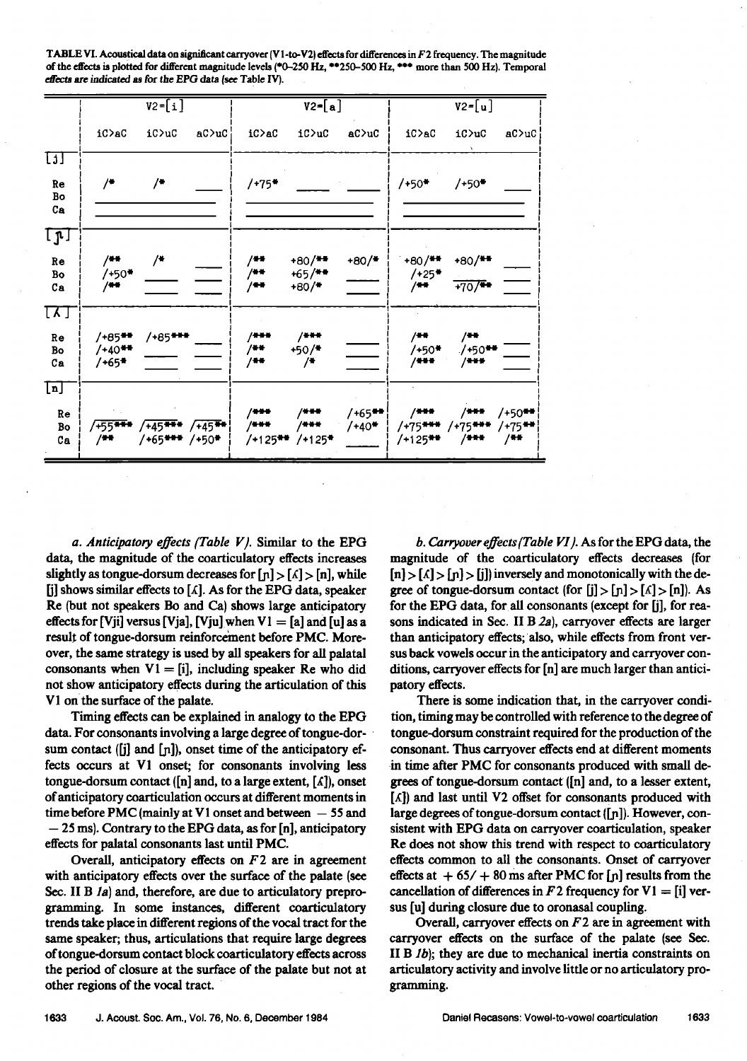TABLE VI. Acoustical data on significant carryover (V1-to-V2) effects for differences in $F2$ frequency. The magnitude of the effects is plotted for different magnitude levels (*0–250 Hz, **250–500 Hz, *** more than 500 Hz). Temporal effects are indicated as for the EPG data (see Table IV).

| | V2=[i] | | | V2=[a] | | | V2=[u] | | |
|---|---|---|---|---|---|---|---|---|---|
| | iC>aC | iC>uC | aC>uC | iC>aC | iC>uC | aC>uC | iC>aC | iC>uC | aC>uC |
| **[j]** | | | | | | | | | |
| Re | /* | /* | — | /+75* | — | — | /+50* | /+50* | — |
| Bo | — | — | — | — | — | — | — | — | — |
| Ca | — | — | — | — | — | — | — | — | — |
| **[ɲ]** | | | | | | | | | |
| Re | /** | /* | — | /** | +80/** | +80/* | +80/** | +80/** | — |
| Bo | /+50* | — | — | /** | +65/** | — | /+25* | — | — |
| Ca | /** | — | — | /** | +80/* | — | /** | +70/** | — |
| **[ʎ]** | | | | | | | | | |
| Re | /+85** | /+85*** | — | /*** | /*** | — | /** | /** | — |
| Bo | /+40** | — | — | /** | +50/* | — | /+50* | /+50** | — |
| Ca | /+65* | — | — | /** | /* | — | /*** | /*** | — |
| **[n]** | | | | | | | | | |
| Re | | | | /*** | /*** | /+65** | /*** | /*** | /+50** |
| Bo | /+55*** | /+45*** | /+45** | /*** | /*** | /+40* | /+75*** | /+75*** | /+75** |
| Ca | /** | /+65*** | /+50* | /+125** | /+125* | — | /+125** | /*** | /** |

*a. Anticipatory effects (Table V).* Similar to the EPG data, the magnitude of the coarticulatory effects increases slightly as tongue-dorsum decreases for [ɲ] > [ʎ] > [n], while [j] shows similar effects to [ʎ]. As for the EPG data, speaker Re (but not speakers Bo and Ca) shows large anticipatory effects for [Vji] versus [Vja], [Vju] when V1 = [a] and [u] as a result of tongue-dorsum reinforcement before PMC. Moreover, the same strategy is used by all speakers for all palatal consonants when V1 = [i], including speaker Re who did not show anticipatory effects during the articulation of this V1 on the surface of the palate.

Timing effects can be explained in analogy to the EPG data. For consonants involving a large degree of tongue-dorsum contact ([j] and [ɲ]), onset time of the anticipatory effects occurs at V1 onset; for consonants involving less tongue-dorsum contact ([n] and, to a large extent, [ʎ]), onset of anticipatory coarticulation occurs at different moments in time before PMC (mainly at V1 onset and between − 55 and − 25 ms). Contrary to the EPG data, as for [n], anticipatory effects for palatal consonants last until PMC.

Overall, anticipatory effects on $F2$ are in agreement with anticipatory effects over the surface of the palate (see Sec. II B *1a*) and, therefore, are due to articulatory preprogramming. In some instances, different coarticulatory trends take place in different regions of the vocal tract for the same speaker; thus, articulations that require large degrees of tongue-dorsum contact block coarticulatory effects across the period of closure at the surface of the palate but not at other regions of the vocal tract.

*b. Carryover effects (Table VI).* As for the EPG data, the magnitude of the coarticulatory effects decreases (for [n] > [ʎ] > [ɲ] > [j]) inversely and monotonically with the degree of tongue-dorsum contact (for [j] > [ɲ] > [ʎ] > [n]). As for the EPG data, for all consonants (except for [j], for reasons indicated in Sec. II B *2a*), carryover effects are larger than anticipatory effects; also, while effects from front versus back vowels occur in the anticipatory and carryover conditions, carryover effects for [n] are much larger than anticipatory effects.

There is some indication that, in the carryover condition, timing may be controlled with reference to the degree of tongue-dorsum constraint required for the production of the consonant. Thus carryover effects end at different moments in time after PMC for consonants produced with small degrees of tongue-dorsum contact ([n] and, to a lesser extent, [ʎ]) and last until V2 offset for consonants produced with large degrees of tongue-dorsum contact ([ɲ]). However, consistent with EPG data on carryover coarticulation, speaker Re does not show this trend with respect to coarticulatory effects common to all the consonants. Onset of carryover effects at + 65/ + 80 ms after PMC for [ɲ] results from the cancellation of differences in $F2$ frequency for V1 = [i] versus [u] during closure due to oronasal coupling.

Overall, carryover effects on $F2$ are in agreement with carryover effects on the surface of the palate (see Sec. II B *1b*); they are due to mechanical inertia constraints on articulatory activity and involve little or no articulatory programming.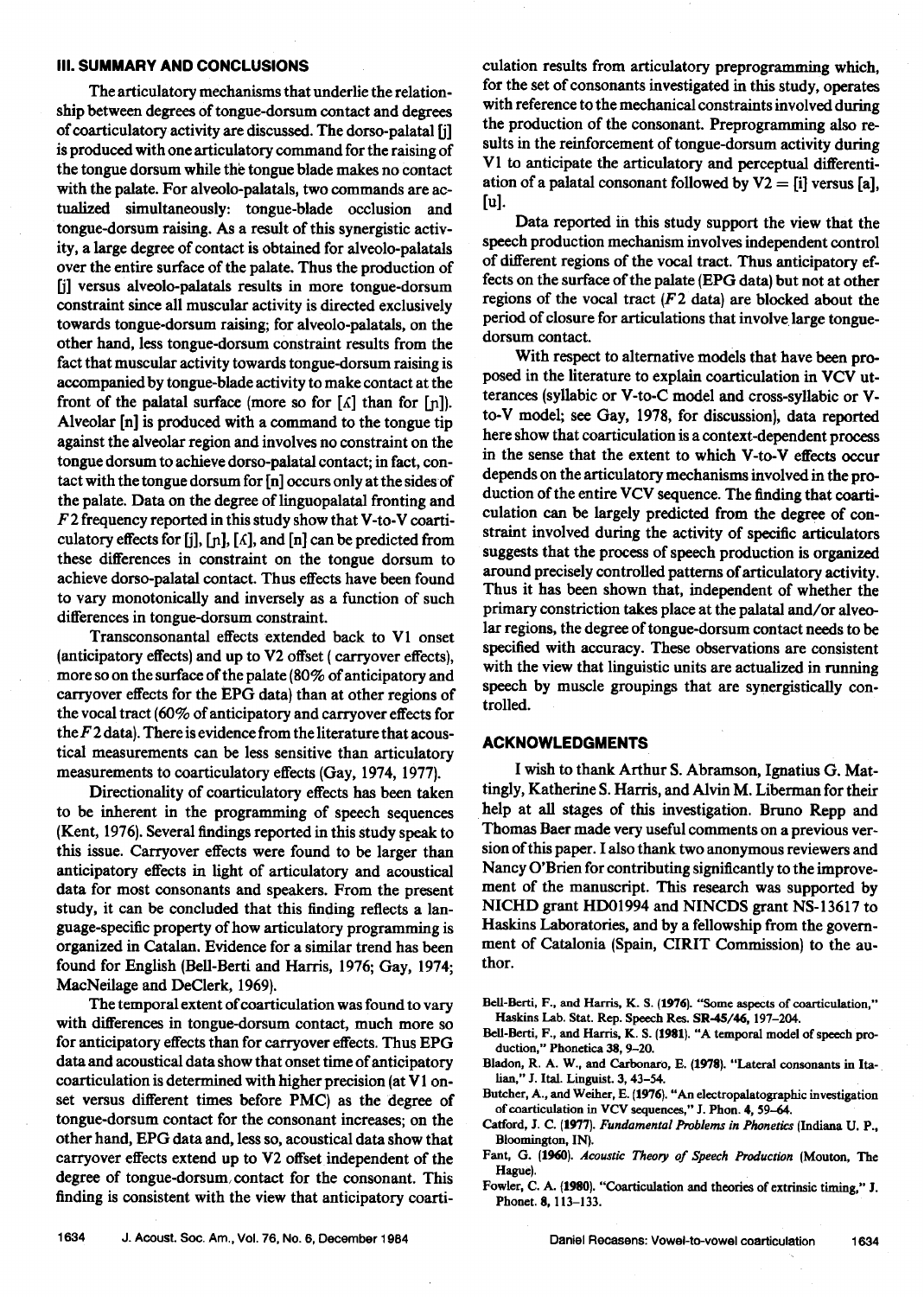## III. SUMMARY AND CONCLUSIONS

The articulatory mechanisms that underlie the relationship between degrees of tongue-dorsum contact and degrees of coarticulatory activity are discussed. The dorso-palatal [j] is produced with one articulatory command for the raising of the tongue dorsum while the tongue blade makes no contact with the palate. For alveolo-palatals, two commands are actualized simultaneously: tongue-blade occlusion and tongue-dorsum raising. As a result of this synergistic activity, a large degree of contact is obtained for alveolo-palatals over the entire surface of the palate. Thus the production of [j] versus alveolo-palatals results in more tongue-dorsum constraint since all muscular activity is directed exclusively towards tongue-dorsum raising; for alveolo-palatals, on the other hand, less tongue-dorsum constraint results from the fact that muscular activity towards tongue-dorsum raising is accompanied by tongue-blade activity to make contact at the front of the palatal surface (more so for [ʎ] than for [ɲ]). Alveolar [n] is produced with a command to the tongue tip against the alveolar region and involves no constraint on the tongue dorsum to achieve dorso-palatal contact; in fact, contact with the tongue dorsum for [n] occurs only at the sides of the palate. Data on the degree of linguopalatal fronting and $F2$ frequency reported in this study show that V-to-V coarticulatory effects for [j], [ɲ], [ʎ], and [n] can be predicted from these differences in constraint on the tongue dorsum to achieve dorso-palatal contact. Thus effects have been found to vary monotonically and inversely as a function of such differences in tongue-dorsum constraint.

Transconsonantal effects extended back to V1 onset (anticipatory effects) and up to V2 offset ( carryover effects), more so on the surface of the palate (80% of anticipatory and carryover effects for the EPG data) than at other regions of the vocal tract (60% of anticipatory and carryover effects for the $F2$ data). There is evidence from the literature that acoustical measurements can be less sensitive than articulatory measurements to coarticulatory effects (Gay, 1974, 1977).

Directionality of coarticulatory effects has been taken to be inherent in the programming of speech sequences (Kent, 1976). Several findings reported in this study speak to this issue. Carryover effects were found to be larger than anticipatory effects in light of articulatory and acoustical data for most consonants and speakers. From the present study, it can be concluded that this finding reflects a language-specific property of how articulatory programming is organized in Catalan. Evidence for a similar trend has been found for English (Bell-Berti and Harris, 1976; Gay, 1974; MacNeilage and DeClerk, 1969).

The temporal extent of coarticulation was found to vary with differences in tongue-dorsum contact, much more so for anticipatory effects than for carryover effects. Thus EPG data and acoustical data show that onset time of anticipatory coarticulation is determined with higher precision (at V1 onset versus different times before PMC) as the degree of tongue-dorsum contact for the consonant increases; on the other hand, EPG data and, less so, acoustical data show that carryover effects extend up to V2 offset independent of the degree of tongue-dorsum contact for the consonant. This finding is consistent with the view that anticipatory coarticulation results from articulatory preprogramming which, for the set of consonants investigated in this study, operates with reference to the mechanical constraints involved during the production of the consonant. Preprogramming also results in the reinforcement of tongue-dorsum activity during V1 to anticipate the articulatory and perceptual differentiation of a palatal consonant followed by V2 = [i] versus [a], [u].

Data reported in this study support the view that the speech production mechanism involves independent control of different regions of the vocal tract. Thus anticipatory effects on the surface of the palate (EPG data) but not at other regions of the vocal tract ($F2$ data) are blocked about the period of closure for articulations that involve large tongue-dorsum contact.

With respect to alternative models that have been proposed in the literature to explain coarticulation in VCV utterances (syllabic or V-to-C model and cross-syllabic or V-to-V model; see Gay, 1978, for discussion), data reported here show that coarticulation is a context-dependent process in the sense that the extent to which V-to-V effects occur depends on the articulatory mechanisms involved in the production of the entire VCV sequence. The finding that coarticulation can be largely predicted from the degree of constraint involved during the activity of specific articulators suggests that the process of speech production is organized around precisely controlled patterns of articulatory activity. Thus it has been shown that, independent of whether the primary constriction takes place at the palatal and/or alveolar regions, the degree of tongue-dorsum contact needs to be specified with accuracy. These observations are consistent with the view that linguistic units are actualized in running speech by muscle groupings that are synergistically controlled.

## ACKNOWLEDGMENTS

I wish to thank Arthur S. Abramson, Ignatius G. Mattingly, Katherine S. Harris, and Alvin M. Liberman for their help at all stages of this investigation. Bruno Repp and Thomas Baer made very useful comments on a previous version of this paper. I also thank two anonymous reviewers and Nancy O'Brien for contributing significantly to the improvement of the manuscript. This research was supported by NICHD grant HD01994 and NINCDS grant NS-13617 to Haskins Laboratories, and by a fellowship from the government of Catalonia (Spain, CIRIT Commission) to the author.

Bell-Berti, F., and Harris, K. S. (1976). "Some aspects of coarticulation," Haskins Lab. Stat. Rep. Speech Res. SR-45/46, 197–204.

Bell-Berti, F., and Harris, K. S. (1981). "A temporal model of speech production," Phonetica 38, 9–20.

Bladon, R. A. W., and Carbonaro, E. (1978). "Lateral consonants in Italian," J. Ital. Linguist. 3, 43–54.

Butcher, A., and Weiher, E. (1976). "An electropalatographic investigation of coarticulation in VCV sequences," J. Phon. 4, 59–64.

Catford, J. C. (1977). *Fundamental Problems in Phonetics* (Indiana U. P., Bloomington, IN).

Fant, G. (1960). *Acoustic Theory of Speech Production* (Mouton, The Hague).

Fowler, C. A. (1980). "Coarticulation and theories of extrinsic timing," J. Phonet. 8, 113–133.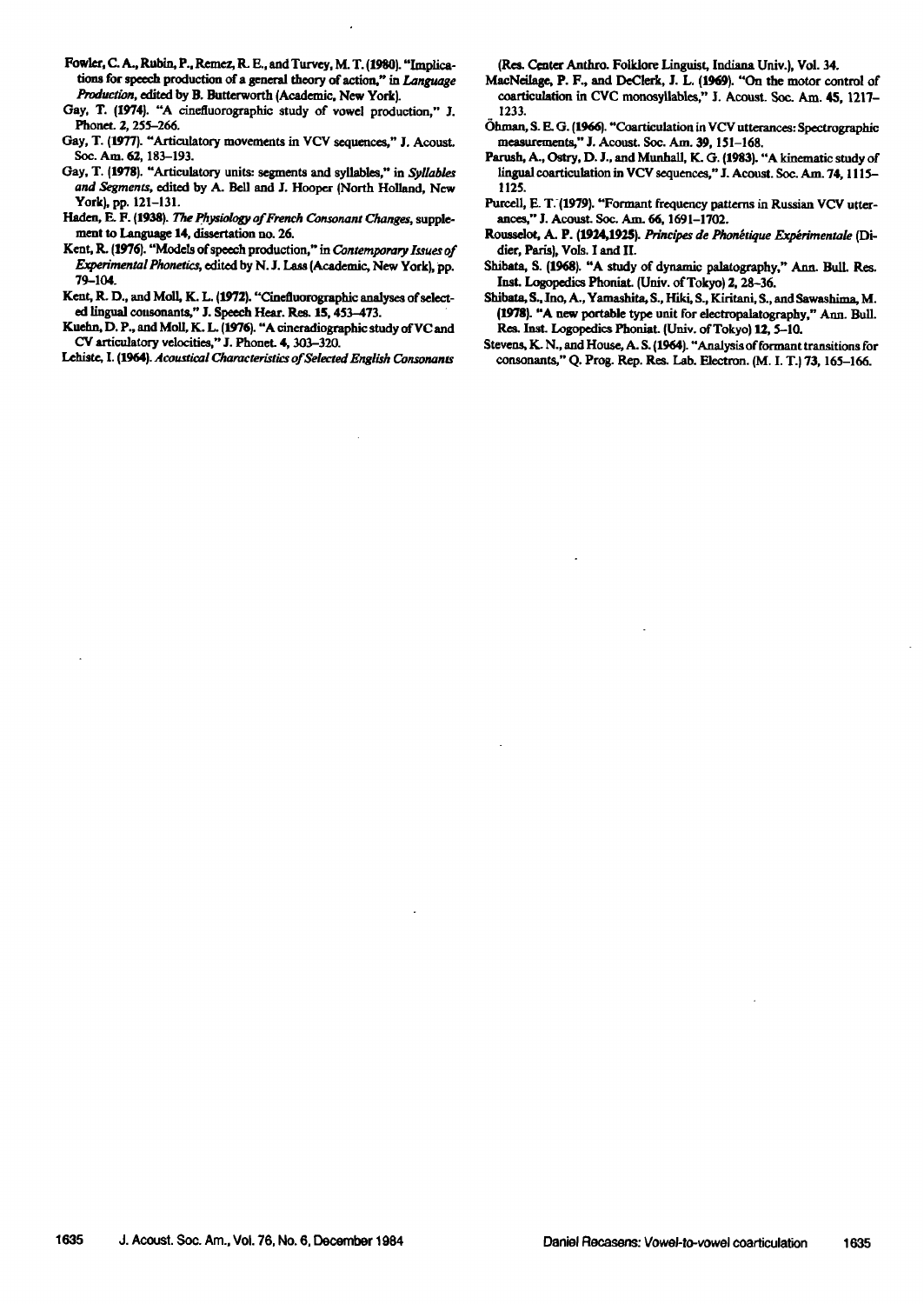Fowler, C. A., Rubin, P., Remez, R. E., and Turvey, M. T. (1980). "Implications for speech production of a general theory of action," in *Language Production*, edited by B. Butterworth (Academic, New York).

Gay, T. (1974). "A cinefluorographic study of vowel production," J. Phonet. 2, 255–266.

Gay, T. (1977). "Articulatory movements in VCV sequences," J. Acoust. Soc. Am. 62, 183–193.

Gay, T. (1978). "Articulatory units: segments and syllables," in *Syllables and Segments*, edited by A. Bell and J. Hooper (North Holland, New York), pp. 121–131.

Haden, E. F. (1938). *The Physiology of French Consonant Changes*, supplement to Language 14, dissertation no. 26.

Kent, R. (1976). "Models of speech production," in *Contemporary Issues of Experimental Phonetics*, edited by N. J. Lass (Academic, New York), pp. 79–104.

Kent, R. D., and Moll, K. L. (1972). "Cinefluorographic analyses of selected lingual consonants," J. Speech Hear. Res. 15, 453–473.

Kuehn, D. P., and Moll, K. L. (1976). "A cineradiographic study of VC and CV articulatory velocities," J. Phonet. 4, 303–320.

Lehiste, I. (1964). *Acoustical Characteristics of Selected English Consonants* (Res. Center Anthro. Folklore Linguist, Indiana Univ.), Vol. 34.

MacNeilage, P. F., and DeClerk, J. L. (1969). "On the motor control of coarticulation in CVC monosyllables," J. Acoust. Soc. Am. 45, 1217–1233.

Öhman, S. E. G. (1966). "Coarticulation in VCV utterances: Spectrographic measurements," J. Acoust. Soc. Am. 39, 151–168.

Parush, A., Ostry, D. J., and Munhall, K. G. (1983). "A kinematic study of lingual coarticulation in VCV sequences," J. Acoust. Soc. Am. 74, 1115–1125.

Purcell, E. T. (1979). "Formant frequency patterns in Russian VCV utterances," J. Acoust. Soc. Am. 66, 1691–1702.

Rousselot, A. P. (1924,1925). *Principes de Phonétique Expérimentale* (Didier, Paris), Vols. I and II.

Shibata, S. (1968). "A study of dynamic palatography," Ann. Bull. Res. Inst. Logopedics Phoniat. (Univ. of Tokyo) 2, 28–36.

Shibata, S., Ino, A., Yamashita, S., Hiki, S., Kiritani, S., and Sawashima, M. (1978). "A new portable type unit for electropalatography," Ann. Bull. Res. Inst. Logopedics Phoniat. (Univ. of Tokyo) 12, 5–10.

Stevens, K. N., and House, A. S. (1964). "Analysis of formant transitions for consonants," Q. Prog. Rep. Res. Lab. Electron. (M. I. T.) 73, 165–166.